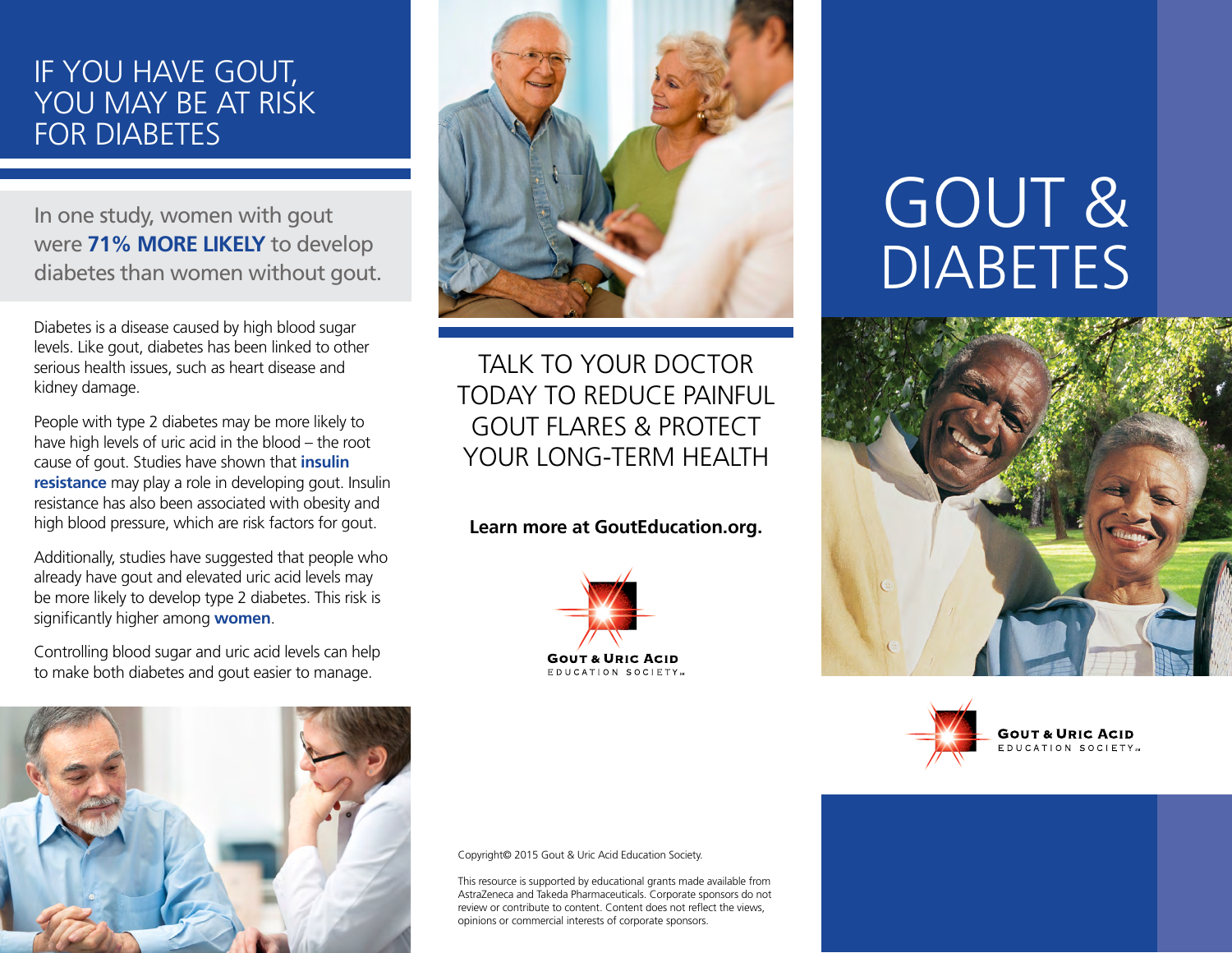# IF YOU HAVE GOUT, YOU MAY BE AT RISK FOR DIABETES

In one study, women with gout were **71% MORE LIKELY** to develop diabetes than women without gout.

Diabetes is a disease caused by high blood sugar levels. Like gout, diabetes has been linked to other serious health issues, such as heart disease and kidney damage.

People with type 2 diabetes may be more likely to have high levels of uric acid in the blood – the root cause of gout. Studies have shown that **insulin resistance** may play a role in developing gout. Insulin resistance has also been associated with obesity and high blood pressure, which are risk factors for gout.

Additionally, studies have suggested that people who already have gout and elevated uric acid levels may be more likely to develop type 2 diabetes. This risk is significantly higher among **women**.

Controlling blood sugar and uric acid levels can help to make both diabetes and gout easier to manage.

## TALK TO YOUR DOCTOR TODAY TO REDUCE PAINFUL GOUT FLARES & PROTECT YOUR LONG-TERM HEALTH

**Learn more at GoutEducation.org.**

GOUT & URIC ACID EDUCATION SOCIETY™

Copyright© 2015 Gout & Uric Acid Education Society.

This resource is supported by educational grants made available from AstraZeneca and Takeda Pharmaceuticals. Corporate sponsors do not review or contribute to content. Content does not reflect the views, opinions or commercial interests of corporate sponsors.

# GOUT & DIABETES

GOUT & URIC ACID EDUCATION SOCIETY™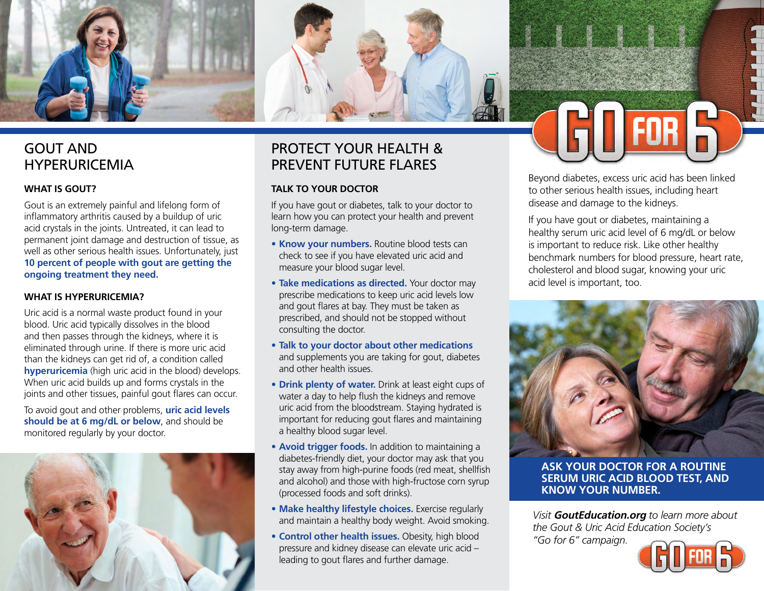# GOUT AND HYPERURICEMIA

### WHAT IS GOUT?

Gout is an extremely painful and lifelong form of inflammatory arthritis caused by a buildup of uric acid crystals in the joints. Untreated, it can lead to permanent joint damage and destruction of tissue, as well as other serious health issues. Unfortunately, just **10 percent of people with gout are getting the ongoing treatment they need.**

### WHAT IS HYPERURICEMIA?

Uric acid is a normal waste product found in your blood. Uric acid typically dissolves in the blood and then passes through the kidneys, where it is eliminated through urine. If there is more uric acid than the kidneys can get rid of, a condition called **hyperuricemia** (high uric acid in the blood) develops. When uric acid builds up and forms crystals in the joints and other tissues, painful gout flares can occur.

To avoid gout and other problems, **uric acid levels should be at 6 mg/dL or below**, and should be monitored regularly by your doctor.

# PROTECT YOUR HEALTH & PREVENT FUTURE FLARES

### TALK TO YOUR DOCTOR

If you have gout or diabetes, talk to your doctor to learn how you can protect your health and prevent long-term damage.

- **Know your numbers.** Routine blood tests can check to see if you have elevated uric acid and measure your blood sugar level.
- **Take medications as directed.** Your doctor may prescribe medications to keep uric acid levels low and gout flares at bay. They must be taken as prescribed, and should not be stopped without consulting the doctor.
- **Talk to your doctor about other medications** and supplements you are taking for gout, diabetes and other health issues.
- **Drink plenty of water.** Drink at least eight cups of water a day to help flush the kidneys and remove uric acid from the bloodstream. Staying hydrated is important for reducing gout flares and maintaining a healthy blood sugar level.
- **Avoid trigger foods.** In addition to maintaining a diabetes-friendly diet, your doctor may ask that you stay away from high-purine foods (red meat, shellfish and alcohol) and those with high-fructose corn syrup (processed foods and soft drinks).
- **Make healthy lifestyle choices.** Exercise regularly and maintain a healthy body weight. Avoid smoking.
- **Control other health issues.** Obesity, high blood pressure and kidney disease can elevate uric acid – leading to gout flares and further damage.

GO FOR 6

Beyond diabetes, excess uric acid has been linked to other serious health issues, including heart disease and damage to the kidneys.

If you have gout or diabetes, maintaining a healthy serum uric acid level of 6 mg/dL or below is important to reduce risk. Like other healthy benchmark numbers for blood pressure, heart rate, cholesterol and blood sugar, knowing your uric acid level is important, too.

**ASK YOUR DOCTOR FOR A ROUTINE SERUM URIC ACID BLOOD TEST, AND KNOW YOUR NUMBER.**

*Visit **GoutEducation.org** to learn more about the Gout & Uric Acid Education Society's "Go for 6" campaign.*

GO FOR 6